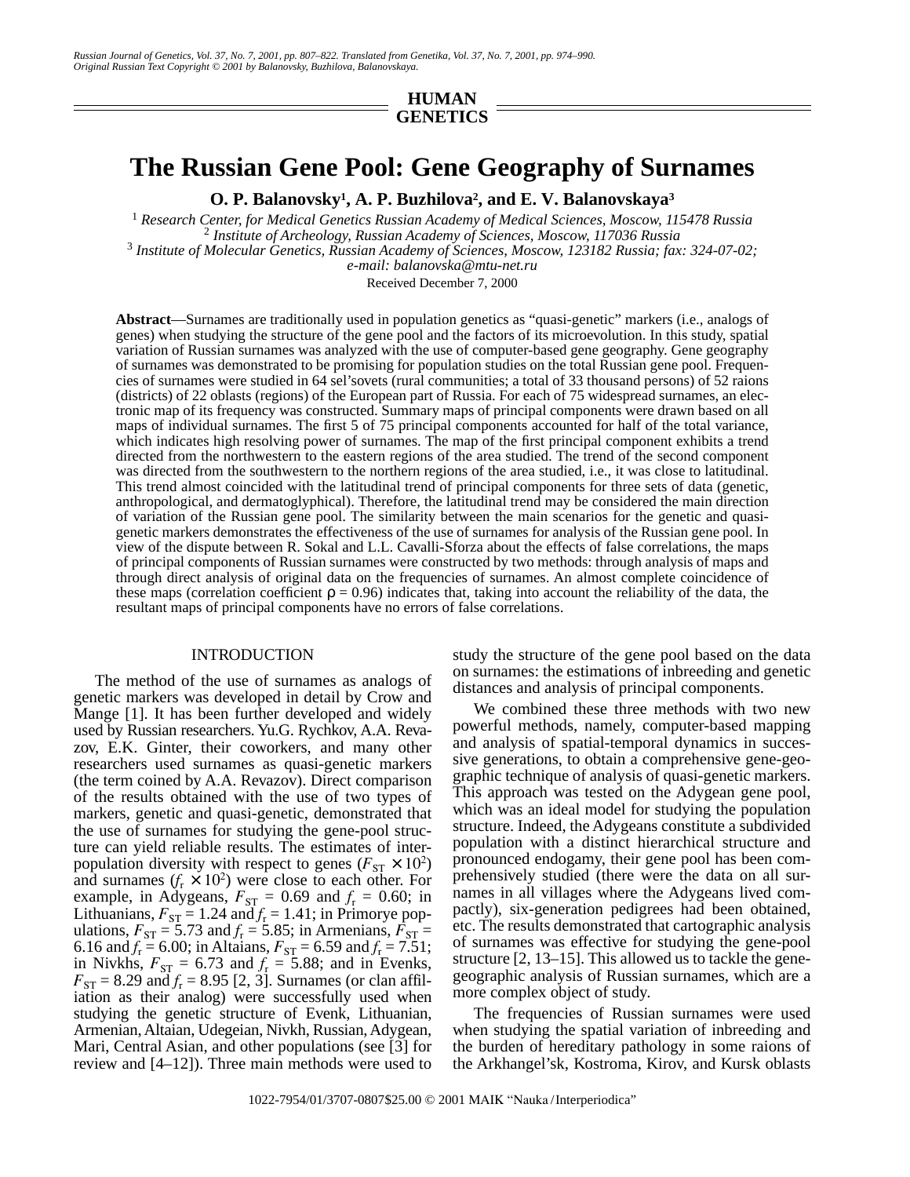HUMAN GENETICS

# The Russian Gene Pool: Gene Geography of Surnames

**O. P. Balanovsky[1], A. P. Buzhilova[2], and E. V. Balanovskaya[3]**

[1] *Research Center, for Medical Genetics Russian Academy of Medical Sciences, Moscow, 115478 Russia*
[2] *Institute of Archeology, Russian Academy of Sciences, Moscow, 117036 Russia*
[3] *Institute of Molecular Genetics, Russian Academy of Sciences, Moscow, 123182 Russia; fax: 324-07-02; e-mail: balanovska@mtu-net.ru*

Received December 7, 2000

**Abstract**—Surnames are traditionally used in population genetics as "quasi-genetic" markers (i.e., analogs of genes) when studying the structure of the gene pool and the factors of its microevolution. In this study, spatial variation of Russian surnames was analyzed with the use of computer-based gene geography. Gene geography of surnames was demonstrated to be promising for population studies on the total Russian gene pool. Frequencies of surnames were studied in 64 sel'sovets (rural communities; a total of 33 thousand persons) of 52 raions (districts) of 22 oblasts (regions) of the European part of Russia. For each of 75 widespread surnames, an electronic map of its frequency was constructed. Summary maps of principal components were drawn based on all maps of individual surnames. The first 5 of 75 principal components accounted for half of the total variance, which indicates high resolving power of surnames. The map of the first principal component exhibits a trend directed from the northwestern to the eastern regions of the area studied. The trend of the second component was directed from the southwestern to the northern regions of the area studied, i.e., it was close to latitudinal. This trend almost coincided with the latitudinal trend of principal components for three sets of data (genetic, anthropological, and dermatoglyphical). Therefore, the latitudinal trend may be considered the main direction of variation of the Russian gene pool. The similarity between the main scenarios for the genetic and quasi-genetic markers demonstrates the effectiveness of the use of surnames for analysis of the Russian gene pool. In view of the dispute between R. Sokal and L.L. Cavalli-Sforza about the effects of false correlations, the maps of principal components of Russian surnames were constructed by two methods: through analysis of maps and through direct analysis of original data on the frequencies of surnames. An almost complete coincidence of these maps (correlation coefficient $\rho = 0.96$) indicates that, taking into account the reliability of the data, the resultant maps of principal components have no errors of false correlations.

## INTRODUCTION

The method of the use of surnames as analogs of genetic markers was developed in detail by Crow and Mange [1]. It has been further developed and widely used by Russian researchers. Yu.G. Rychkov, A.A. Revazov, E.K. Ginter, their coworkers, and many other researchers used surnames as quasi-genetic markers (the term coined by A.A. Revazov). Direct comparison of the results obtained with the use of two types of markers, genetic and quasi-genetic, demonstrated that the use of surnames for studying the gene-pool structure can yield reliable results. The estimates of interpopulation diversity with respect to genes ($F_{ST} \times 10^2$) and surnames ($f_r \times 10^2$) were close to each other. For example, in Adygeans, $F_{ST} = 0.69$ and $f_r = 0.60$; in Lithuanians, $F_{ST} = 1.24$ and $f_r = 1.41$; in Primorye populations, $F_{ST} = 5.73$ and $f_r = 5.85$; in Armenians, $F_{ST} = 6.16$ and $f_r = 6.00$; in Altaians, $F_{ST} = 6.59$ and $f_r = 7.51$; in Nivkhs, $F_{ST} = 6.73$ and $f_r = 5.88$; and in Evenks, $F_{ST} = 8.29$ and $f_r = 8.95$ [2, 3]. Surnames (or clan affiliation as their analog) were successfully used when studying the genetic structure of Evenk, Lithuanian, Armenian, Altaian, Udegeian, Nivkh, Russian, Adygean, Mari, Central Asian, and other populations (see [3] for review and [4–12]). Three main methods were used to study the structure of the gene pool based on the data on surnames: the estimations of inbreeding and genetic distances and analysis of principal components.

We combined these three methods with two new powerful methods, namely, computer-based mapping and analysis of spatial-temporal dynamics in successive generations, to obtain a comprehensive gene-geographic technique of analysis of quasi-genetic markers. This approach was tested on the Adygean gene pool, which was an ideal model for studying the population structure. Indeed, the Adygeans constitute a subdivided population with a distinct hierarchical structure and pronounced endogamy, their gene pool has been comprehensively studied (there were the data on all surnames in all villages where the Adygeans lived compactly), six-generation pedigrees had been obtained, etc. The results demonstrated that cartographic analysis of surnames was effective for studying the gene-pool structure [2, 13–15]. This allowed us to tackle the gene-geographic analysis of Russian surnames, which are a more complex object of study.

The frequencies of Russian surnames were used when studying the spatial variation of inbreeding and the burden of hereditary pathology in some raions of the Arkhangel'sk, Kostroma, Kirov, and Kursk oblasts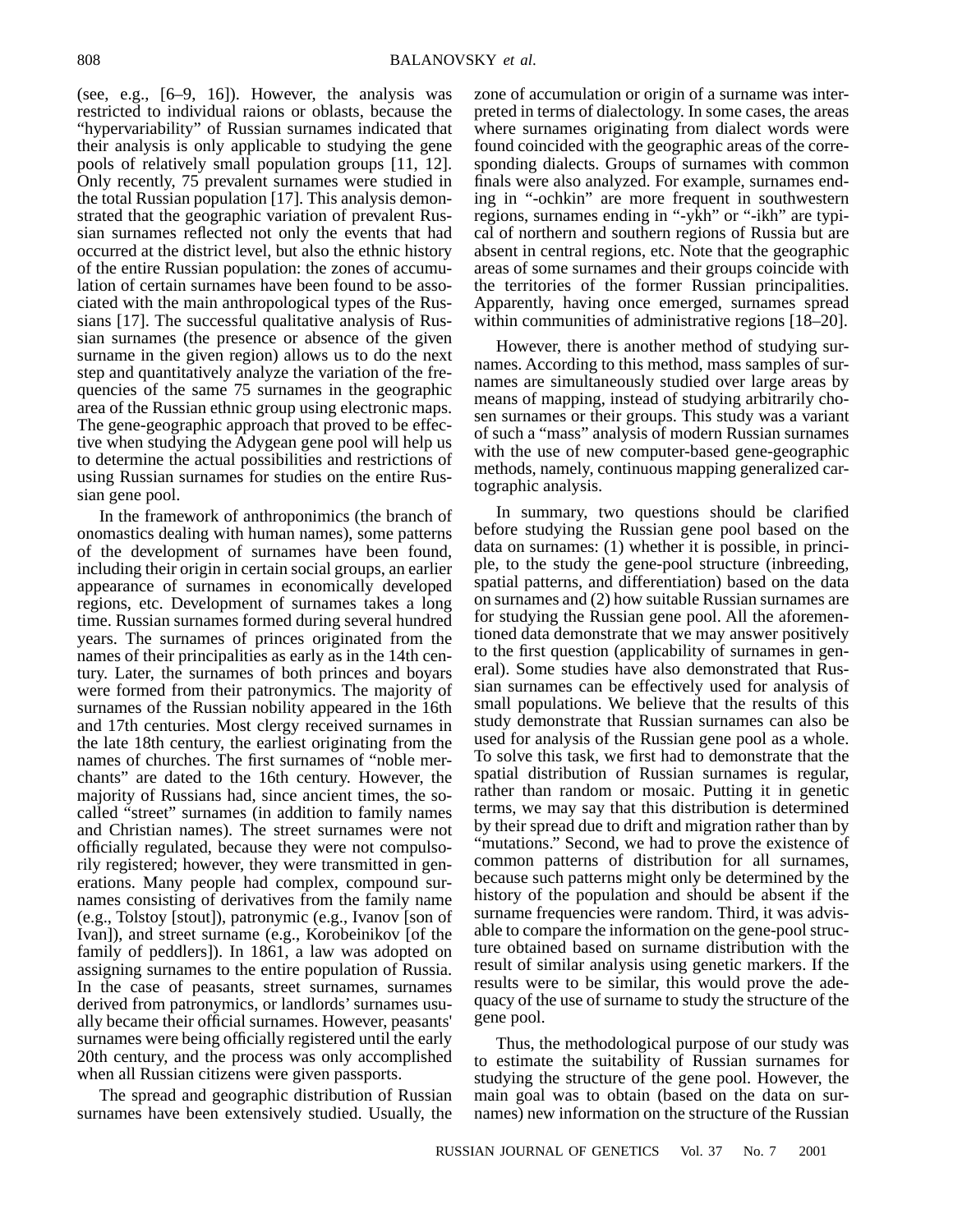(see, e.g., [6–9, 16]). However, the analysis was restricted to individual raions or oblasts, because the "hypervariability" of Russian surnames indicated that their analysis is only applicable to studying the gene pools of relatively small population groups [11, 12]. Only recently, 75 prevalent surnames were studied in the total Russian population [17]. This analysis demonstrated that the geographic variation of prevalent Russian surnames reflected not only the events that had occurred at the district level, but also the ethnic history of the entire Russian population: the zones of accumulation of certain surnames have been found to be associated with the main anthropological types of the Russians [17]. The successful qualitative analysis of Russian surnames (the presence or absence of the given surname in the given region) allows us to do the next step and quantitatively analyze the variation of the frequencies of the same 75 surnames in the geographic area of the Russian ethnic group using electronic maps. The gene-geographic approach that proved to be effective when studying the Adygean gene pool will help us to determine the actual possibilities and restrictions of using Russian surnames for studies on the entire Russian gene pool.

In the framework of anthroponimics (the branch of onomastics dealing with human names), some patterns of the development of surnames have been found, including their origin in certain social groups, an earlier appearance of surnames in economically developed regions, etc. Development of surnames takes a long time. Russian surnames formed during several hundred years. The surnames of princes originated from the names of their principalities as early as in the 14th century. Later, the surnames of both princes and boyars were formed from their patronymics. The majority of surnames of the Russian nobility appeared in the 16th and 17th centuries. Most clergy received surnames in the late 18th century, the earliest originating from the names of churches. The first surnames of "noble merchants" are dated to the 16th century. However, the majority of Russians had, since ancient times, the so-called "street" surnames (in addition to family names and Christian names). The street surnames were not officially regulated, because they were not compulsorily registered; however, they were transmitted in generations. Many people had complex, compound surnames consisting of derivatives from the family name (e.g., Tolstoy [stout]), patronymic (e.g., Ivanov [son of Ivan]), and street surname (e.g., Korobeinikov [of the family of peddlers]). In 1861, a law was adopted on assigning surnames to the entire population of Russia. In the case of peasants, street surnames, surnames derived from patronymics, or landlords' surnames usually became their official surnames. However, peasants' surnames were being officially registered until the early 20th century, and the process was only accomplished when all Russian citizens were given passports.

The spread and geographic distribution of Russian surnames have been extensively studied. Usually, the zone of accumulation or origin of a surname was interpreted in terms of dialectology. In some cases, the areas where surnames originating from dialect words were found coincided with the geographic areas of the corresponding dialects. Groups of surnames with common finals were also analyzed. For example, surnames ending in "-ochkin" are more frequent in southwestern regions, surnames ending in "-ykh" or "-ikh" are typical of northern and southern regions of Russia but are absent in central regions, etc. Note that the geographic areas of some surnames and their groups coincide with the territories of the former Russian principalities. Apparently, having once emerged, surnames spread within communities of administrative regions [18–20].

However, there is another method of studying surnames. According to this method, mass samples of surnames are simultaneously studied over large areas by means of mapping, instead of studying arbitrarily chosen surnames or their groups. This study was a variant of such a "mass" analysis of modern Russian surnames with the use of new computer-based gene-geographic methods, namely, continuous mapping generalized cartographic analysis.

In summary, two questions should be clarified before studying the Russian gene pool based on the data on surnames: (1) whether it is possible, in principle, to the study the gene-pool structure (inbreeding, spatial patterns, and differentiation) based on the data on surnames and (2) how suitable Russian surnames are for studying the Russian gene pool. All the aforementioned data demonstrate that we may answer positively to the first question (applicability of surnames in general). Some studies have also demonstrated that Russian surnames can be effectively used for analysis of small populations. We believe that the results of this study demonstrate that Russian surnames can also be used for analysis of the Russian gene pool as a whole. To solve this task, we first had to demonstrate that the spatial distribution of Russian surnames is regular, rather than random or mosaic. Putting it in genetic terms, we may say that this distribution is determined by their spread due to drift and migration rather than by "mutations." Second, we had to prove the existence of common patterns of distribution for all surnames, because such patterns might only be determined by the history of the population and should be absent if the surname frequencies were random. Third, it was advisable to compare the information on the gene-pool structure obtained based on surname distribution with the result of similar analysis using genetic markers. If the results were to be similar, this would prove the adequacy of the use of surname to study the structure of the gene pool.

Thus, the methodological purpose of our study was to estimate the suitability of Russian surnames for studying the structure of the gene pool. However, the main goal was to obtain (based on the data on surnames) new information on the structure of the Russian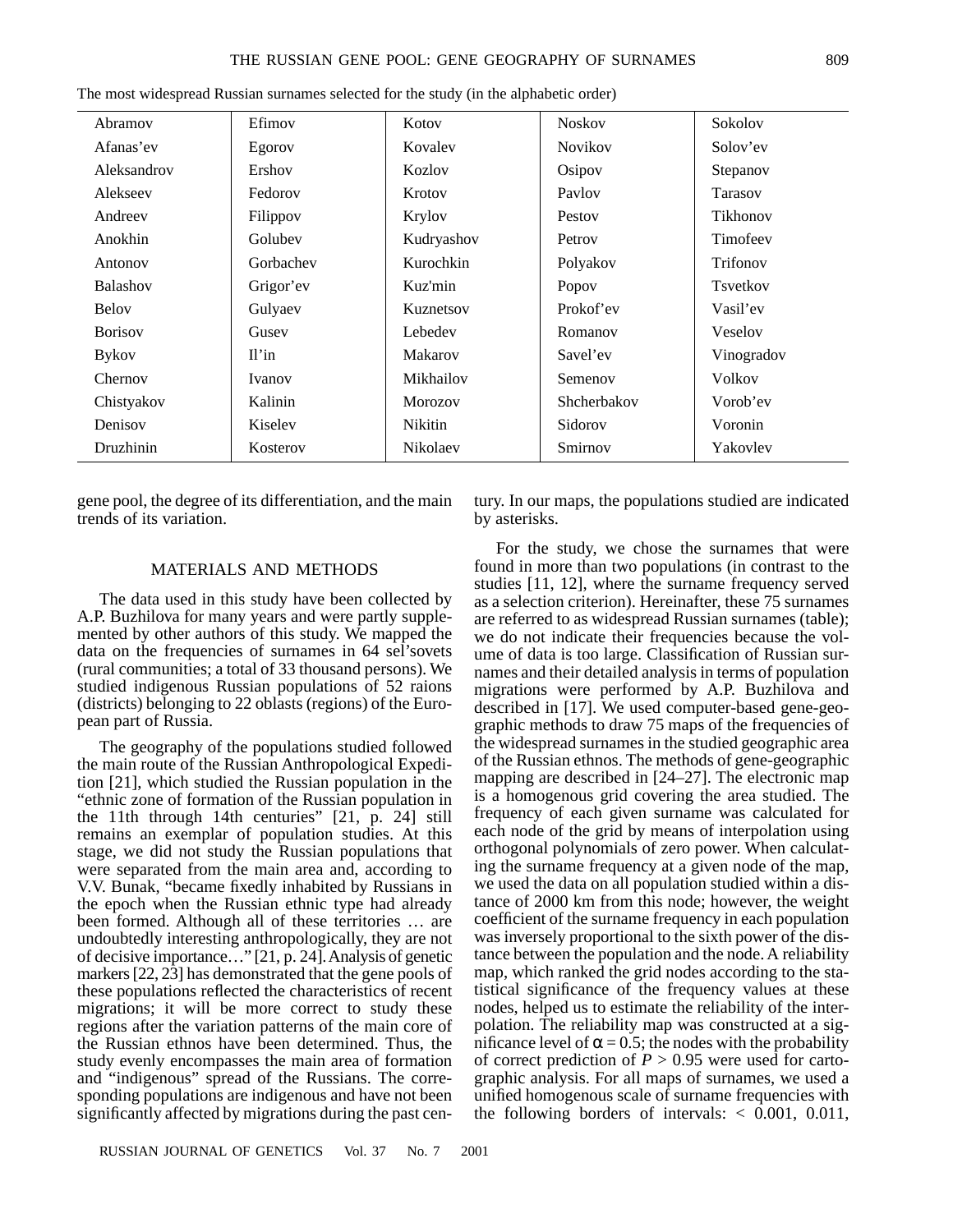The most widespread Russian surnames selected for the study (in the alphabetic order)

| | | | | |
|---|---|---|---|---|
| Abramov | Efimov | Kotov | Noskov | Sokolov |
| Afanas'ev | Egorov | Kovalev | Novikov | Solov'ev |
| Aleksandrov | Ershov | Kozlov | Osipov | Stepanov |
| Alekseev | Fedorov | Krotov | Pavlov | Tarasov |
| Andreev | Filippov | Krylov | Pestov | Tikhonov |
| Anokhin | Golubev | Kudryashov | Petrov | Timofeev |
| Antonov | Gorbachev | Kurochkin | Polyakov | Trifonov |
| Balashov | Grigor'ev | Kuz'min | Popov | Tsvetkov |
| Belov | Gulyaev | Kuznetsov | Prokof'ev | Vasil'ev |
| Borisov | Gusev | Lebedev | Romanov | Veselov |
| Bykov | Il'in | Makarov | Savel'ev | Vinogradov |
| Chernov | Ivanov | Mikhailov | Semenov | Volkov |
| Chistyakov | Kalinin | Morozov | Shcherbakov | Vorob'ev |
| Denisov | Kiselev | Nikitin | Sidorov | Voronin |
| Druzhinin | Kosterov | Nikolaev | Smirnov | Yakovlev |

gene pool, the degree of its differentiation, and the main trends of its variation.

## MATERIALS AND METHODS

The data used in this study have been collected by A.P. Buzhilova for many years and were partly supplemented by other authors of this study. We mapped the data on the frequencies of surnames in 64 sel'sovets (rural communities; a total of 33 thousand persons). We studied indigenous Russian populations of 52 raions (districts) belonging to 22 oblasts (regions) of the European part of Russia.

The geography of the populations studied followed the main route of the Russian Anthropological Expedition [21], which studied the Russian population in the "ethnic zone of formation of the Russian population in the 11th through 14th centuries" [21, p. 24] still remains an exemplar of population studies. At this stage, we did not study the Russian populations that were separated from the main area and, according to V.V. Bunak, "became fixedly inhabited by Russians in the epoch when the Russian ethnic type had already been formed. Although all of these territories … are undoubtedly interesting anthropologically, they are not of decisive importance…" [21, p. 24]. Analysis of genetic markers [22, 23] has demonstrated that the gene pools of these populations reflected the characteristics of recent migrations; it will be more correct to study these regions after the variation patterns of the main core of the Russian ethnos have been determined. Thus, the study evenly encompasses the main area of formation and "indigenous" spread of the Russians. The corresponding populations are indigenous and have not been significantly affected by migrations during the past century. In our maps, the populations studied are indicated by asterisks.

For the study, we chose the surnames that were found in more than two populations (in contrast to the studies [11, 12], where the surname frequency served as a selection criterion). Hereinafter, these 75 surnames are referred to as widespread Russian surnames (table); we do not indicate their frequencies because the volume of data is too large. Classification of Russian surnames and their detailed analysis in terms of population migrations were performed by A.P. Buzhilova and described in [17]. We used computer-based gene-geographic methods to draw 75 maps of the frequencies of the widespread surnames in the studied geographic area of the Russian ethnos. The methods of gene-geographic mapping are described in [24–27]. The electronic map is a homogenous grid covering the area studied. The frequency of each given surname was calculated for each node of the grid by means of interpolation using orthogonal polynomials of zero power. When calculating the surname frequency at a given node of the map, we used the data on all population studied within a distance of 2000 km from this node; however, the weight coefficient of the surname frequency in each population was inversely proportional to the sixth power of the distance between the population and the node. A reliability map, which ranked the grid nodes according to the statistical significance of the frequency values at these nodes, helped us to estimate the reliability of the interpolation. The reliability map was constructed at a significance level of $\alpha = 0.5$; the nodes with the probability of correct prediction of $P > 0.95$ were used for cartographic analysis. For all maps of surnames, we used a unified homogenous scale of surname frequencies with the following borders of intervals: < 0.001, 0.011,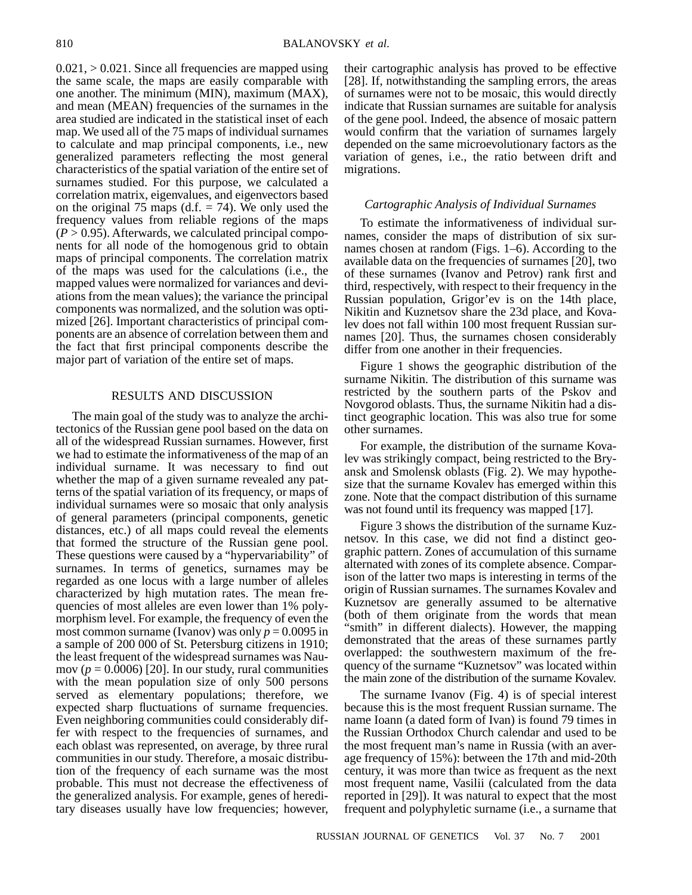0.021, > 0.021. Since all frequencies are mapped using the same scale, the maps are easily comparable with one another. The minimum (MIN), maximum (MAX), and mean (MEAN) frequencies of the surnames in the area studied are indicated in the statistical inset of each map. We used all of the 75 maps of individual surnames to calculate and map principal components, i.e., new generalized parameters reflecting the most general characteristics of the spatial variation of the entire set of surnames studied. For this purpose, we calculated a correlation matrix, eigenvalues, and eigenvectors based on the original 75 maps (d.f. = 74). We only used the frequency values from reliable regions of the maps ($P > 0.95$). Afterwards, we calculated principal components for all node of the homogenous grid to obtain maps of principal components. The correlation matrix of the maps was used for the calculations (i.e., the mapped values were normalized for variances and deviations from the mean values); the variance the principal components was normalized, and the solution was optimized [26]. Important characteristics of principal components are an absence of correlation between them and the fact that first principal components describe the major part of variation of the entire set of maps.

## RESULTS AND DISCUSSION

The main goal of the study was to analyze the architectonics of the Russian gene pool based on the data on all of the widespread Russian surnames. However, first we had to estimate the informativeness of the map of an individual surname. It was necessary to find out whether the map of a given surname revealed any patterns of the spatial variation of its frequency, or maps of individual surnames were so mosaic that only analysis of general parameters (principal components, genetic distances, etc.) of all maps could reveal the elements that formed the structure of the Russian gene pool. These questions were caused by a "hypervariability" of surnames. In terms of genetics, surnames may be regarded as one locus with a large number of alleles characterized by high mutation rates. The mean frequencies of most alleles are even lower than 1% polymorphism level. For example, the frequency of even the most common surname (Ivanov) was only $p = 0.0095$ in a sample of 200 000 of St. Petersburg citizens in 1910; the least frequent of the widespread surnames was Naumov ($p = 0.0006$) [20]. In our study, rural communities with the mean population size of only 500 persons served as elementary populations; therefore, we expected sharp fluctuations of surname frequencies. Even neighboring communities could considerably differ with respect to the frequencies of surnames, and each oblast was represented, on average, by three rural communities in our study. Therefore, a mosaic distribution of the frequency of each surname was the most probable. This must not decrease the effectiveness of the generalized analysis. For example, genes of hereditary diseases usually have low frequencies; however, their cartographic analysis has proved to be effective [28]. If, notwithstanding the sampling errors, the areas of surnames were not to be mosaic, this would directly indicate that Russian surnames are suitable for analysis of the gene pool. Indeed, the absence of mosaic pattern would confirm that the variation of surnames largely depended on the same microevolutionary factors as the variation of genes, i.e., the ratio between drift and migrations.

### *Cartographic Analysis of Individual Surnames*

To estimate the informativeness of individual surnames, consider the maps of distribution of six surnames chosen at random (Figs. 1–6). According to the available data on the frequencies of surnames [20], two of these surnames (Ivanov and Petrov) rank first and third, respectively, with respect to their frequency in the Russian population, Grigor'ev is on the 14th place, Nikitin and Kuznetsov share the 23d place, and Kovalev does not fall within 100 most frequent Russian surnames [20]. Thus, the surnames chosen considerably differ from one another in their frequencies.

Figure 1 shows the geographic distribution of the surname Nikitin. The distribution of this surname was restricted by the southern parts of the Pskov and Novgorod oblasts. Thus, the surname Nikitin had a distinct geographic location. This was also true for some other surnames.

For example, the distribution of the surname Kovalev was strikingly compact, being restricted to the Bryansk and Smolensk oblasts (Fig. 2). We may hypothesize that the surname Kovalev has emerged within this zone. Note that the compact distribution of this surname was not found until its frequency was mapped [17].

Figure 3 shows the distribution of the surname Kuznetsov. In this case, we did not find a distinct geographic pattern. Zones of accumulation of this surname alternated with zones of its complete absence. Comparison of the latter two maps is interesting in terms of the origin of Russian surnames. The surnames Kovalev and Kuznetsov are generally assumed to be alternative (both of them originate from the words that mean "smith" in different dialects). However, the mapping demonstrated that the areas of these surnames partly overlapped: the southwestern maximum of the frequency of the surname "Kuznetsov" was located within the main zone of the distribution of the surname Kovalev.

The surname Ivanov (Fig. 4) is of special interest because this is the most frequent Russian surname. The name Ioann (a dated form of Ivan) is found 79 times in the Russian Orthodox Church calendar and used to be the most frequent man's name in Russia (with an average frequency of 15%): between the 17th and mid-20th century, it was more than twice as frequent as the next most frequent name, Vasilii (calculated from the data reported in [29]). It was natural to expect that the most frequent and polyphyletic surname (i.e., a surname that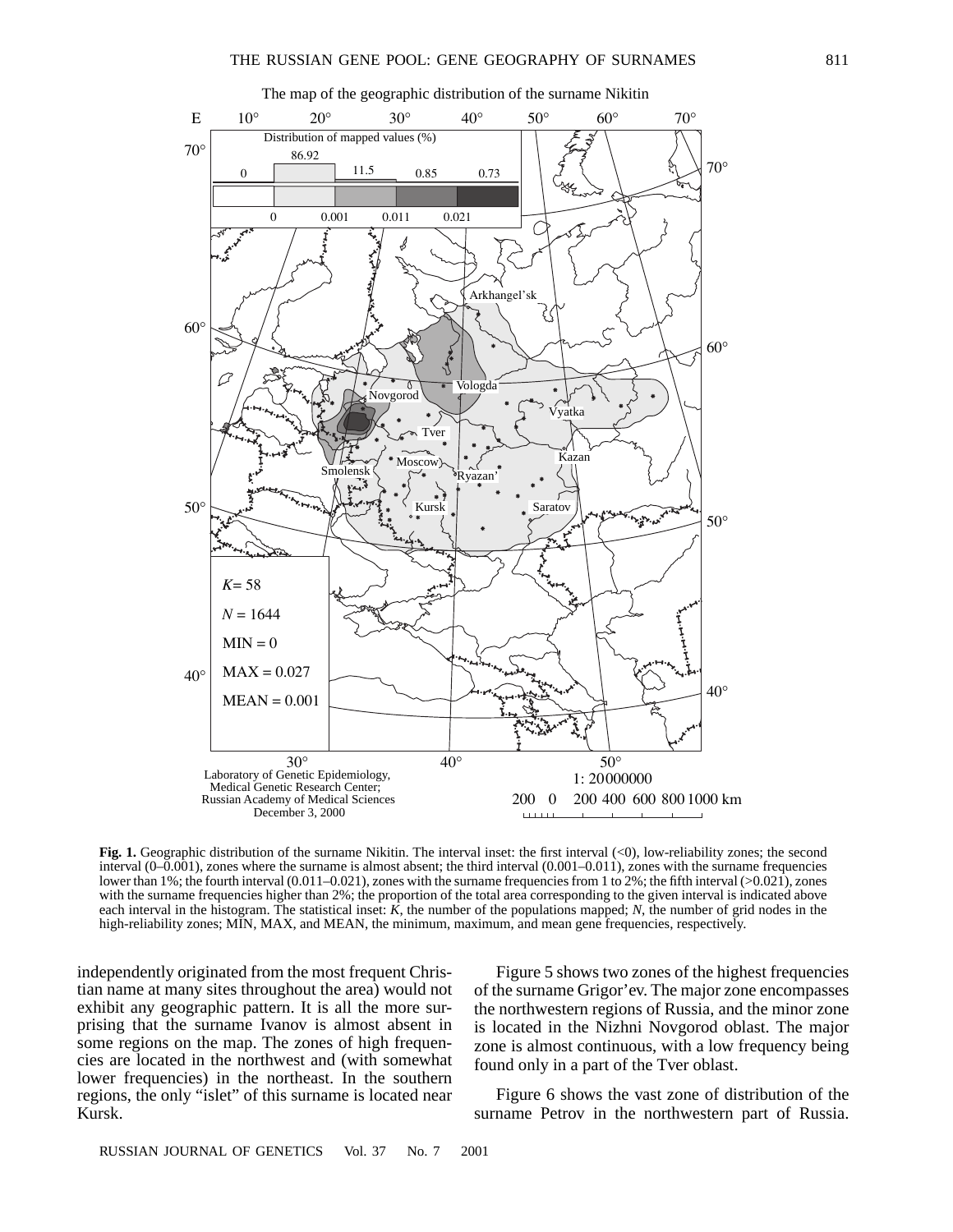**Fig. 1.** Geographic distribution of the surname Nikitin. The interval inset: the first interval (<0), low-reliability zones; the second interval (0–0.001), zones where the surname is almost absent; the third interval (0.001–0.011), zones with the surname frequencies lower than 1%; the fourth interval (0.011–0.021), zones with the surname frequencies from 1 to 2%; the fifth interval (>0.021), zones with the surname frequencies higher than 2%; the proportion of the total area corresponding to the given interval is indicated above each interval in the histogram. The statistical inset: *K*, the number of the populations mapped; *N*, the number of grid nodes in the high-reliability zones; MIN, MAX, and MEAN, the minimum, maximum, and mean gene frequencies, respectively.

independently originated from the most frequent Christian name at many sites throughout the area) would not exhibit any geographic pattern. It is all the more surprising that the surname Ivanov is almost absent in some regions on the map. The zones of high frequencies are located in the northwest and (with somewhat lower frequencies) in the northeast. In the southern regions, the only "islet" of this surname is located near Kursk.

Figure 5 shows two zones of the highest frequencies of the surname Grigor'ev. The major zone encompasses the northwestern regions of Russia, and the minor zone is located in the Nizhni Novgorod oblast. The major zone is almost continuous, with a low frequency being found only in a part of the Tver oblast.

Figure 6 shows the vast zone of distribution of the surname Petrov in the northwestern part of Russia.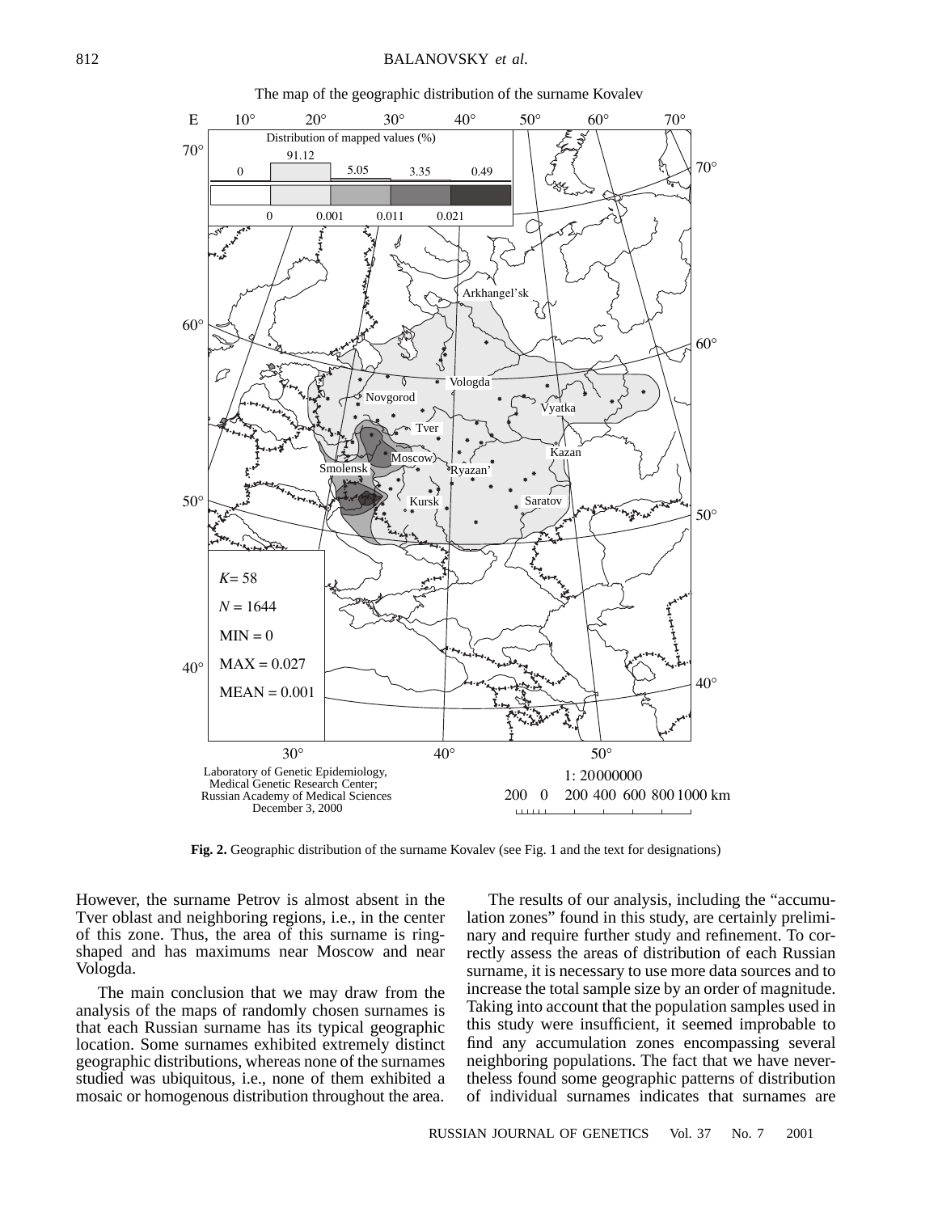The map of the geographic distribution of the surname Kovalev

**Fig. 2.** Geographic distribution of the surname Kovalev (see Fig. 1 and the text for designations)

However, the surname Petrov is almost absent in the Tver oblast and neighboring regions, i.e., in the center of this zone. Thus, the area of this surname is ring-shaped and has maximums near Moscow and near Vologda.

The main conclusion that we may draw from the analysis of the maps of randomly chosen surnames is that each Russian surname has its typical geographic location. Some surnames exhibited extremely distinct geographic distributions, whereas none of the surnames studied was ubiquitous, i.e., none of them exhibited a mosaic or homogenous distribution throughout the area.

The results of our analysis, including the "accumulation zones" found in this study, are certainly preliminary and require further study and refinement. To correctly assess the areas of distribution of each Russian surname, it is necessary to use more data sources and to increase the total sample size by an order of magnitude. Taking into account that the population samples used in this study were insufficient, it seemed improbable to find any accumulation zones encompassing several neighboring populations. The fact that we have nevertheless found some geographic patterns of distribution of individual surnames indicates that surnames are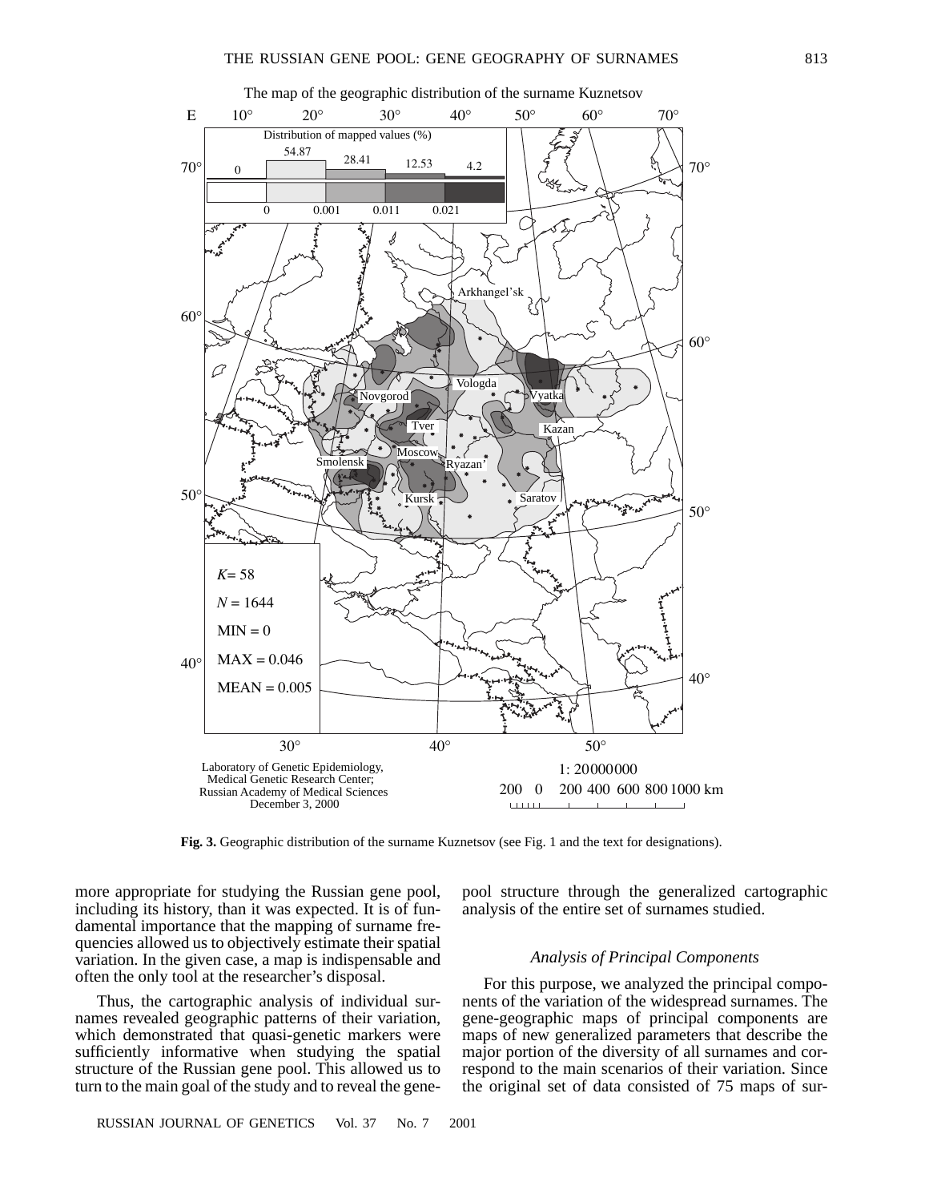**Fig. 3.** Geographic distribution of the surname Kuznetsov (see Fig. 1 and the text for designations).

more appropriate for studying the Russian gene pool, including its history, than it was expected. It is of fundamental importance that the mapping of surname frequencies allowed us to objectively estimate their spatial variation. In the given case, a map is indispensable and often the only tool at the researcher's disposal.

Thus, the cartographic analysis of individual surnames revealed geographic patterns of their variation, which demonstrated that quasi-genetic markers were sufficiently informative when studying the spatial structure of the Russian gene pool. This allowed us to turn to the main goal of the study and to reveal the gene-pool structure through the generalized cartographic analysis of the entire set of surnames studied.

### *Analysis of Principal Components*

For this purpose, we analyzed the principal components of the variation of the widespread surnames. The gene-geographic maps of principal components are maps of new generalized parameters that describe the major portion of the diversity of all surnames and correspond to the main scenarios of their variation. Since the original set of data consisted of 75 maps of sur-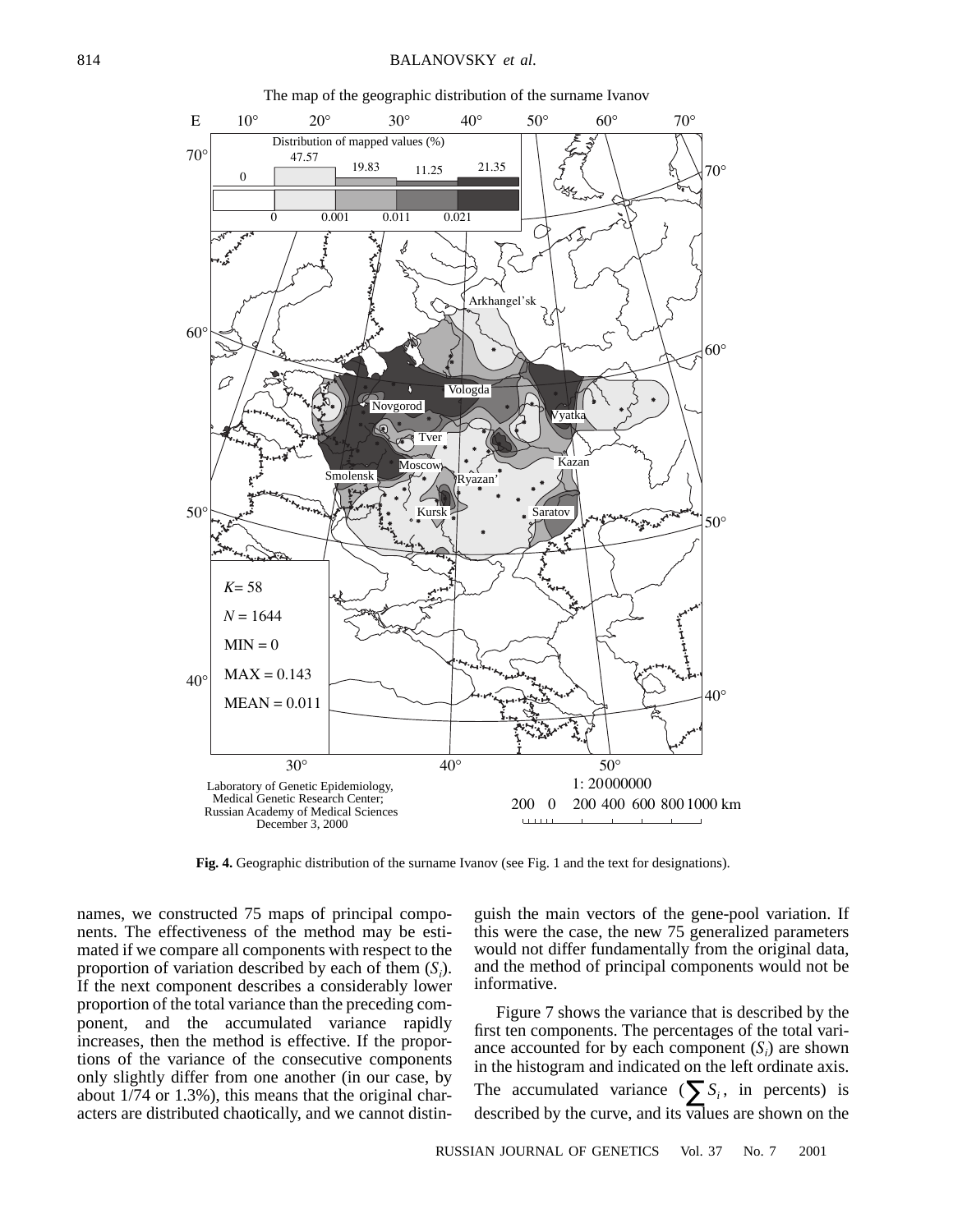**Fig. 4.** Geographic distribution of the surname Ivanov (see Fig. 1 and the text for designations).

names, we constructed 75 maps of principal components. The effectiveness of the method may be estimated if we compare all components with respect to the proportion of variation described by each of them ($S_i$). If the next component describes a considerably lower proportion of the total variance than the preceding component, and the accumulated variance rapidly increases, then the method is effective. If the proportions of the variance of the consecutive components only slightly differ from one another (in our case, by about 1/74 or 1.3%), this means that the original characters are distributed chaotically, and we cannot distinguish the main vectors of the gene-pool variation. If this were the case, the new 75 generalized parameters would not differ fundamentally from the original data, and the method of principal components would not be informative.

Figure 7 shows the variance that is described by the first ten components. The percentages of the total variance accounted for by each component ($S_i$) are shown in the histogram and indicated on the left ordinate axis. The accumulated variance ($\sum S_i$, in percents) is described by the curve, and its values are shown on the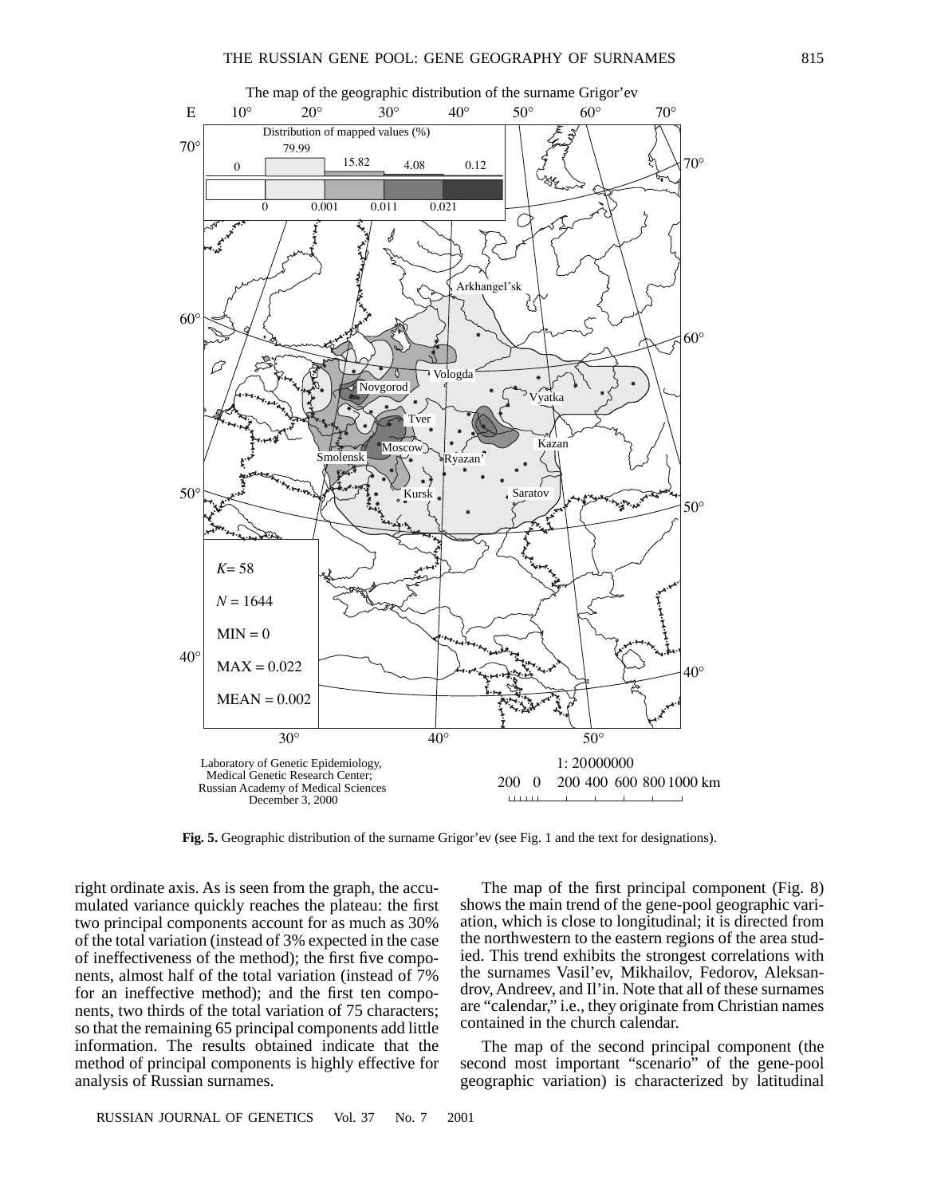**Fig. 5.** Geographic distribution of the surname Grigor'ev (see Fig. 1 and the text for designations).

right ordinate axis. As is seen from the graph, the accumulated variance quickly reaches the plateau: the first two principal components account for as much as 30% of the total variation (instead of 3% expected in the case of ineffectiveness of the method); the first five components, almost half of the total variation (instead of 7% for an ineffective method); and the first ten components, two thirds of the total variation of 75 characters; so that the remaining 65 principal components add little information. The results obtained indicate that the method of principal components is highly effective for analysis of Russian surnames.

The map of the first principal component (Fig. 8) shows the main trend of the gene-pool geographic variation, which is close to longitudinal; it is directed from the northwestern to the eastern regions of the area studied. This trend exhibits the strongest correlations with the surnames Vasil'ev, Mikhailov, Fedorov, Aleksandrov, Andreev, and Il'in. Note that all of these surnames are "calendar," i.e., they originate from Christian names contained in the church calendar.

The map of the second principal component (the second most important "scenario" of the gene-pool geographic variation) is characterized by latitudinal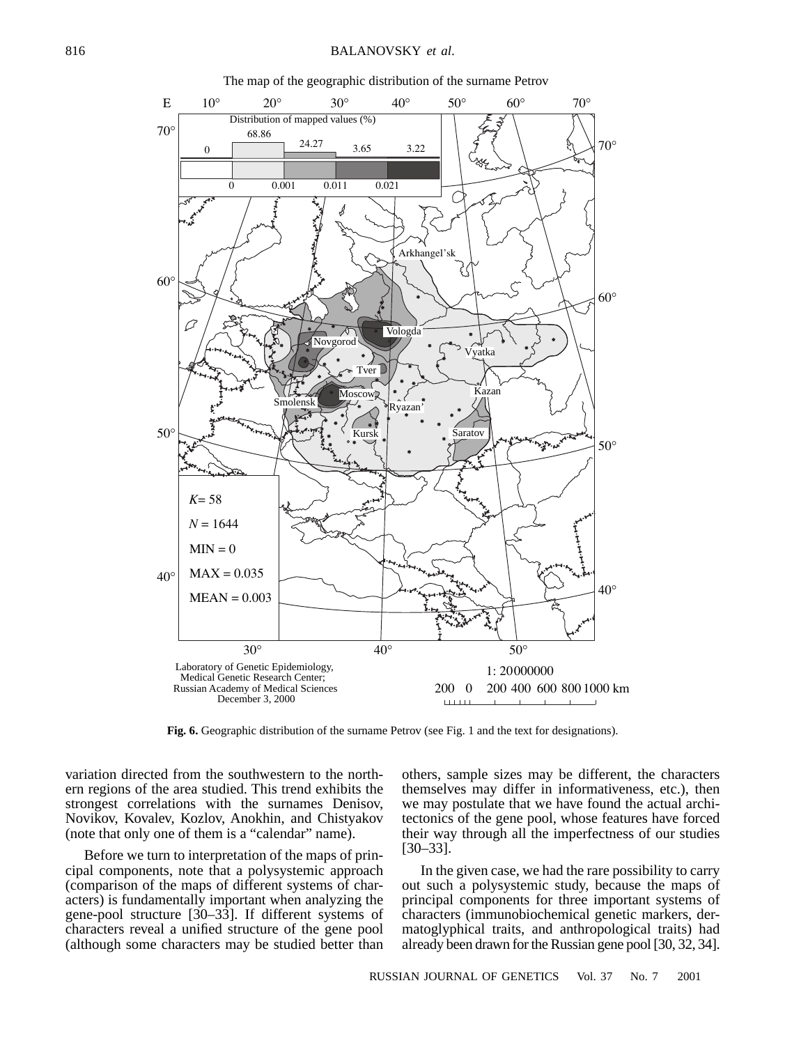The map of the geographic distribution of the surname Petrov

**Fig. 6.** Geographic distribution of the surname Petrov (see Fig. 1 and the text for designations).

variation directed from the southwestern to the northern regions of the area studied. This trend exhibits the strongest correlations with the surnames Denisov, Novikov, Kovalev, Kozlov, Anokhin, and Chistyakov (note that only one of them is a "calendar" name).

Before we turn to interpretation of the maps of principal components, note that a polysystemic approach (comparison of the maps of different systems of characters) is fundamentally important when analyzing the gene-pool structure [30–33]. If different systems of characters reveal a unified structure of the gene pool (although some characters may be studied better than others, sample sizes may be different, the characters themselves may differ in informativeness, etc.), then we may postulate that we have found the actual architectonics of the gene pool, whose features have forced their way through all the imperfectness of our studies [30–33].

In the given case, we had the rare possibility to carry out such a polysystemic study, because the maps of principal components for three important systems of characters (immunobiochemical genetic markers, dermatoglyphical traits, and anthropological traits) had already been drawn for the Russian gene pool [30, 32, 34].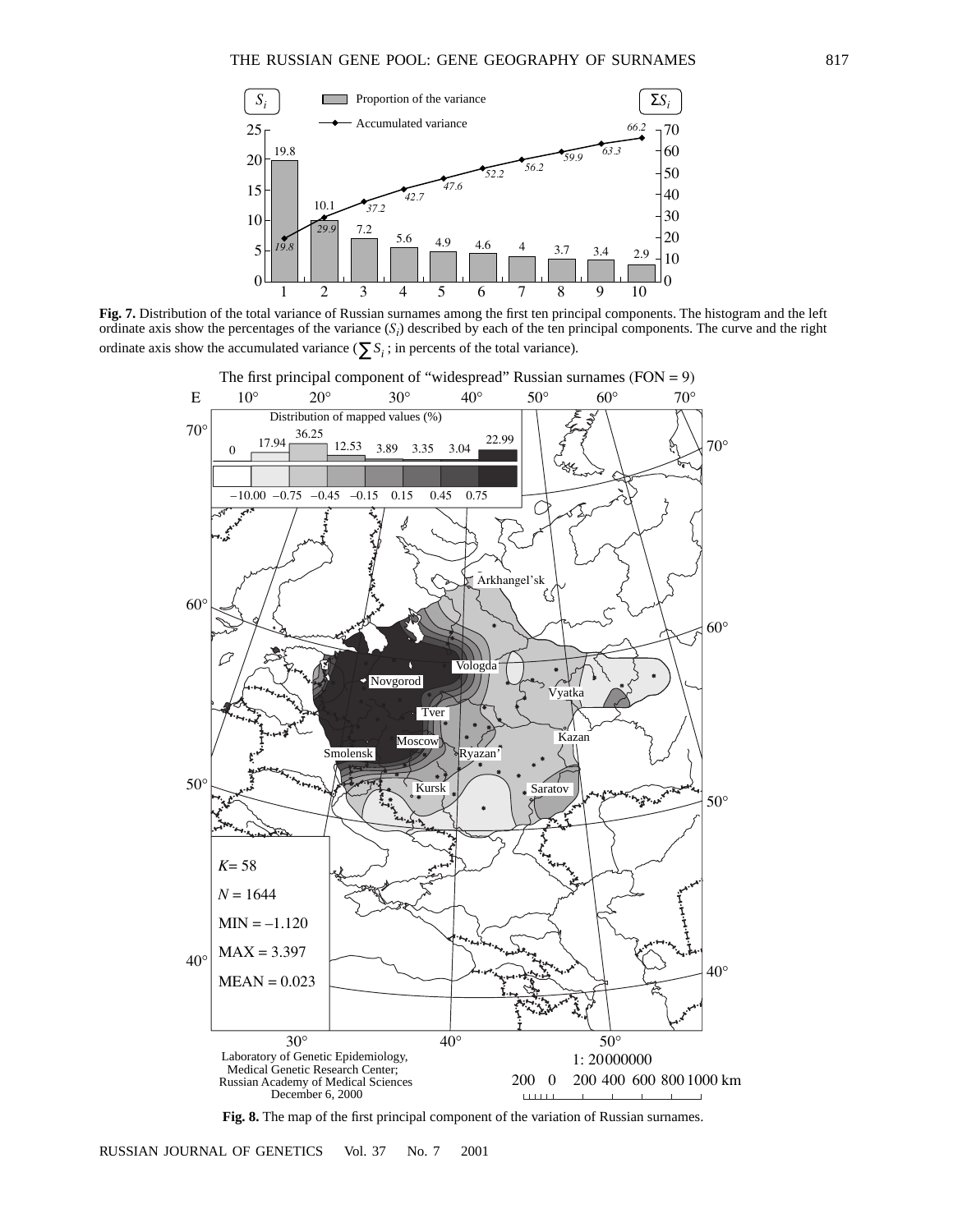**Fig. 7.** Distribution of the total variance of Russian surnames among the first ten principal components. The histogram and the left ordinate axis show the percentages of the variance ($S_i$) described by each of the ten principal components. The curve and the right ordinate axis show the accumulated variance ($\sum S_i$ ; in percents of the total variance).

**Fig. 8.** The map of the first principal component of the variation of Russian surnames.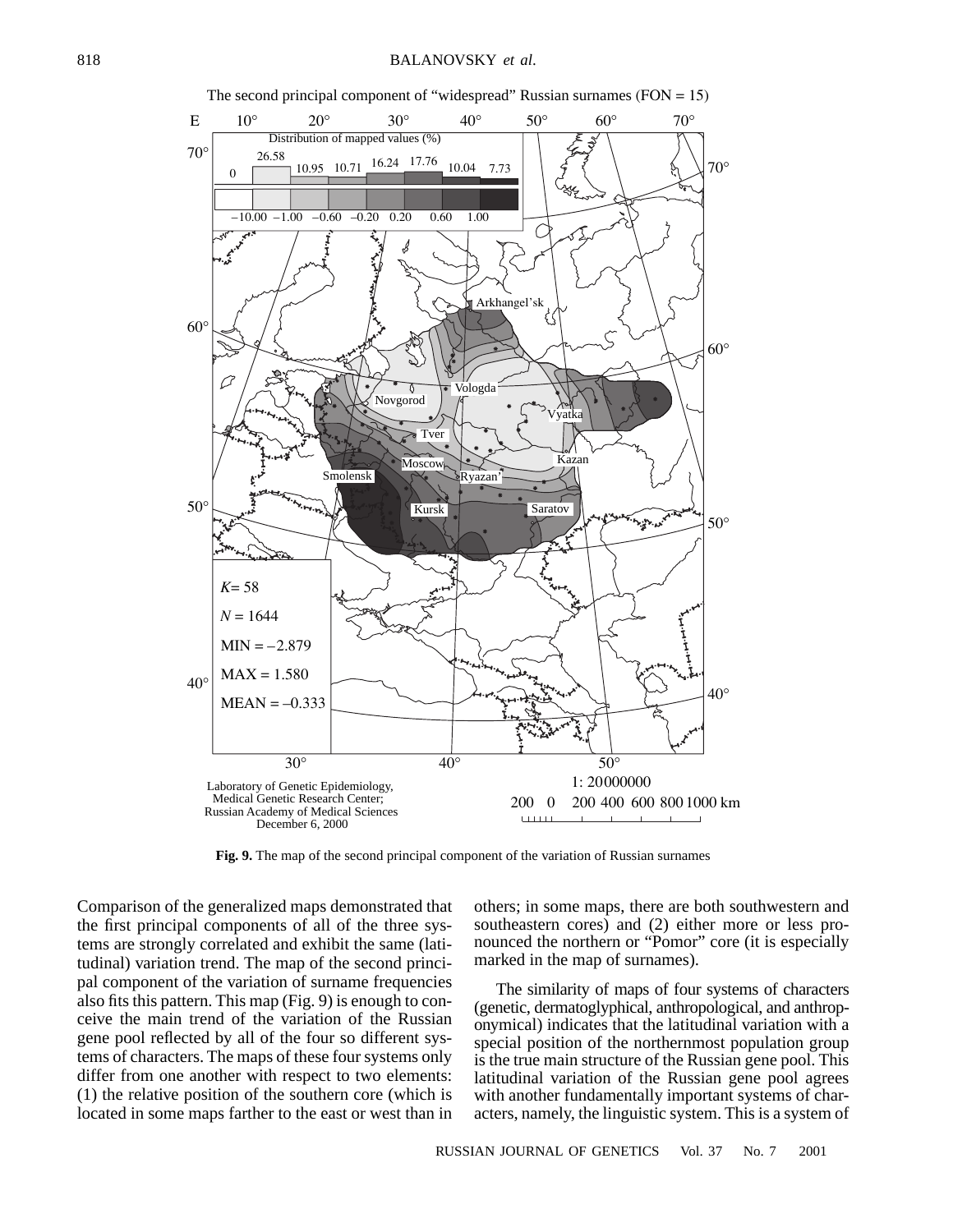The second principal component of "widespread" Russian surnames (FON = 15)

**Fig. 9.** The map of the second principal component of the variation of Russian surnames

Comparison of the generalized maps demonstrated that the first principal components of all of the three systems are strongly correlated and exhibit the same (latitudinal) variation trend. The map of the second principal component of the variation of surname frequencies also fits this pattern. This map (Fig. 9) is enough to conceive the main trend of the variation of the Russian gene pool reflected by all of the four so different systems of characters. The maps of these four systems only differ from one another with respect to two elements: (1) the relative position of the southern core (which is located in some maps farther to the east or west than in others; in some maps, there are both southwestern and southeastern cores) and (2) either more or less pronounced the northern or "Pomor" core (it is especially marked in the map of surnames).

The similarity of maps of four systems of characters (genetic, dermatoglyphical, anthropological, and anthroponymical) indicates that the latitudinal variation with a special position of the northernmost population group is the true main structure of the Russian gene pool. This latitudinal variation of the Russian gene pool agrees with another fundamentally important systems of characters, namely, the linguistic system. This is a system of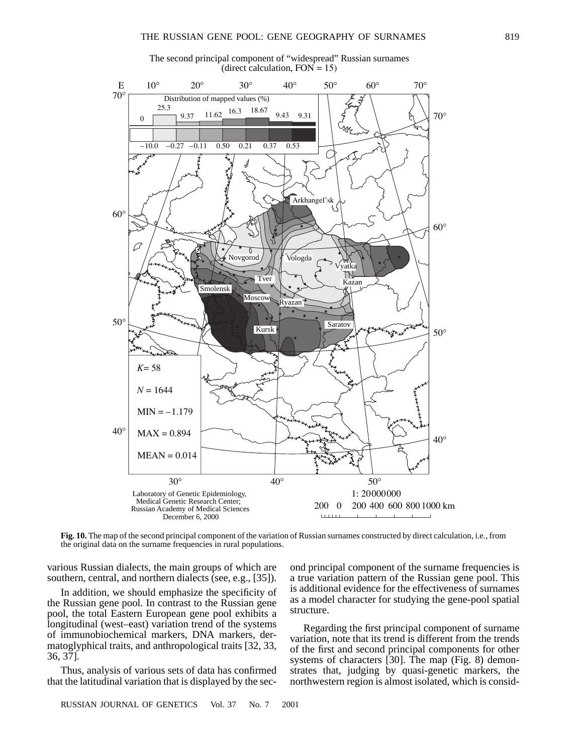**Fig. 10.** The map of the second principal component of the variation of Russian surnames constructed by direct calculation, i.e., from the original data on the surname frequencies in rural populations.

various Russian dialects, the main groups of which are southern, central, and northern dialects (see, e.g., [35]).

In addition, we should emphasize the specificity of the Russian gene pool. In contrast to the Russian gene pool, the total Eastern European gene pool exhibits a longitudinal (west–east) variation trend of the systems of immunobiochemical markers, DNA markers, dermatoglyphical traits, and anthropological traits [32, 33, 36, 37].

Thus, analysis of various sets of data has confirmed that the latitudinal variation that is displayed by the second principal component of the surname frequencies is a true variation pattern of the Russian gene pool. This is additional evidence for the effectiveness of surnames as a model character for studying the gene-pool spatial structure.

Regarding the first principal component of surname variation, note that its trend is different from the trends of the first and second principal components for other systems of characters [30]. The map (Fig. 8) demonstrates that, judging by quasi-genetic markers, the northwestern region is almost isolated, which is consid-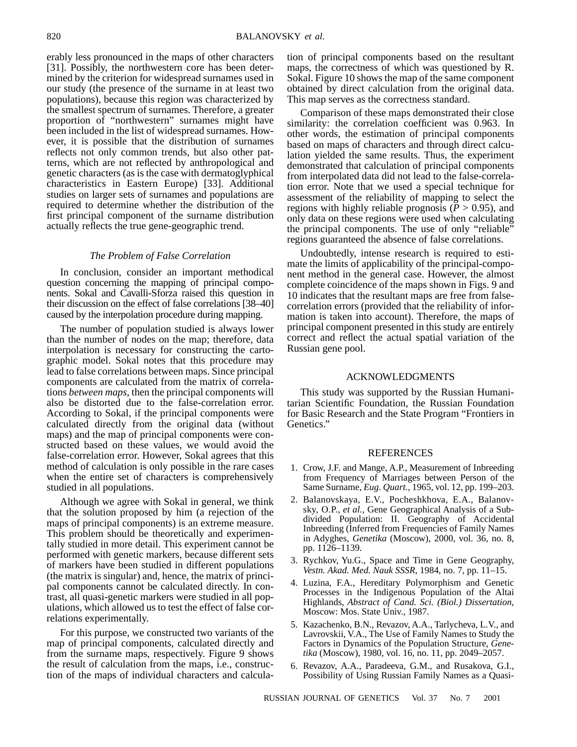erably less pronounced in the maps of other characters [31]. Possibly, the northwestern core has been determined by the criterion for widespread surnames used in our study (the presence of the surname in at least two populations), because this region was characterized by the smallest spectrum of surnames. Therefore, a greater proportion of "northwestern" surnames might have been included in the list of widespread surnames. However, it is possible that the distribution of surnames reflects not only common trends, but also other patterns, which are not reflected by anthropological and genetic characters (as is the case with dermatoglyphical characteristics in Eastern Europe) [33]. Additional studies on larger sets of surnames and populations are required to determine whether the distribution of the first principal component of the surname distribution actually reflects the true gene-geographic trend.

### *The Problem of False Correlation*

In conclusion, consider an important methodical question concerning the mapping of principal components. Sokal and Cavalli-Sforza raised this question in their discussion on the effect of false correlations [38–40] caused by the interpolation procedure during mapping.

The number of population studied is always lower than the number of nodes on the map; therefore, data interpolation is necessary for constructing the cartographic model. Sokal notes that this procedure may lead to false correlations between maps. Since principal components are calculated from the matrix of correlations *between maps*, then the principal components will also be distorted due to the false-correlation error. According to Sokal, if the principal components were calculated directly from the original data (without maps) and the map of principal components were constructed based on these values, we would avoid the false-correlation error. However, Sokal agrees that this method of calculation is only possible in the rare cases when the entire set of characters is comprehensively studied in all populations.

Although we agree with Sokal in general, we think that the solution proposed by him (a rejection of the maps of principal components) is an extreme measure. This problem should be theoretically and experimentally studied in more detail. This experiment cannot be performed with genetic markers, because different sets of markers have been studied in different populations (the matrix is singular) and, hence, the matrix of principal components cannot be calculated directly. In contrast, all quasi-genetic markers were studied in all populations, which allowed us to test the effect of false correlations experimentally.

For this purpose, we constructed two variants of the map of principal components, calculated directly and from the surname maps, respectively. Figure 9 shows the result of calculation from the maps, i.e., construction of the maps of individual characters and calculation of principal components based on the resultant maps, the correctness of which was questioned by R. Sokal. Figure 10 shows the map of the same component obtained by direct calculation from the original data. This map serves as the correctness standard.

Comparison of these maps demonstrated their close similarity: the correlation coefficient was 0.963. In other words, the estimation of principal components based on maps of characters and through direct calculation yielded the same results. Thus, the experiment demonstrated that calculation of principal components from interpolated data did not lead to the false-correlation error. Note that we used a special technique for assessment of the reliability of mapping to select the regions with highly reliable prognosis ($P > 0.95$), and only data on these regions were used when calculating the principal components. The use of only "reliable" regions guaranteed the absence of false correlations.

Undoubtedly, intense research is required to estimate the limits of applicability of the principal-component method in the general case. However, the almost complete coincidence of the maps shown in Figs. 9 and 10 indicates that the resultant maps are free from false-correlation errors (provided that the reliability of information is taken into account). Therefore, the maps of principal component presented in this study are entirely correct and reflect the actual spatial variation of the Russian gene pool.

## ACKNOWLEDGMENTS

This study was supported by the Russian Humanitarian Scientific Foundation, the Russian Foundation for Basic Research and the State Program "Frontiers in Genetics."

## REFERENCES

1. Crow, J.F. and Mange, A.P., Measurement of Inbreeding from Frequency of Marriages between Person of the Same Surname, *Eug. Quart.*, 1965, vol. 12, pp. 199–203.
2. Balanovskaya, E.V., Pocheshkhova, E.A., Balanovsky, O.P., *et al.*, Gene Geographical Analysis of a Subdivided Population: II. Geography of Accidental Inbreeding (Inferred from Frequencies of Family Names in Adyghes, *Genetika* (Moscow), 2000, vol. 36, no. 8, pp. 1126–1139.
3. Rychkov, Yu.G., Space and Time in Gene Geography, *Vestn. Akad. Med. Nauk SSSR*, 1984, no. 7, pp. 11–15.
4. Luzina, F.A., Hereditary Polymorphism and Genetic Processes in the Indigenous Population of the Altai Highlands, *Abstract of Cand. Sci. (Biol.) Dissertation*, Moscow: Mos. State Univ., 1987.
5. Kazachenko, B.N., Revazov, A.A., Tarlycheva, L.V., and Lavrovskii, V.A., The Use of Family Names to Study the Factors in Dynamics of the Population Structure, *Genetika* (Moscow), 1980, vol. 16, no. 11, pp. 2049–2057.
6. Revazov, A.A., Paradeeva, G.M., and Rusakova, G.I., Possibility of Using Russian Family Names as a Quasi-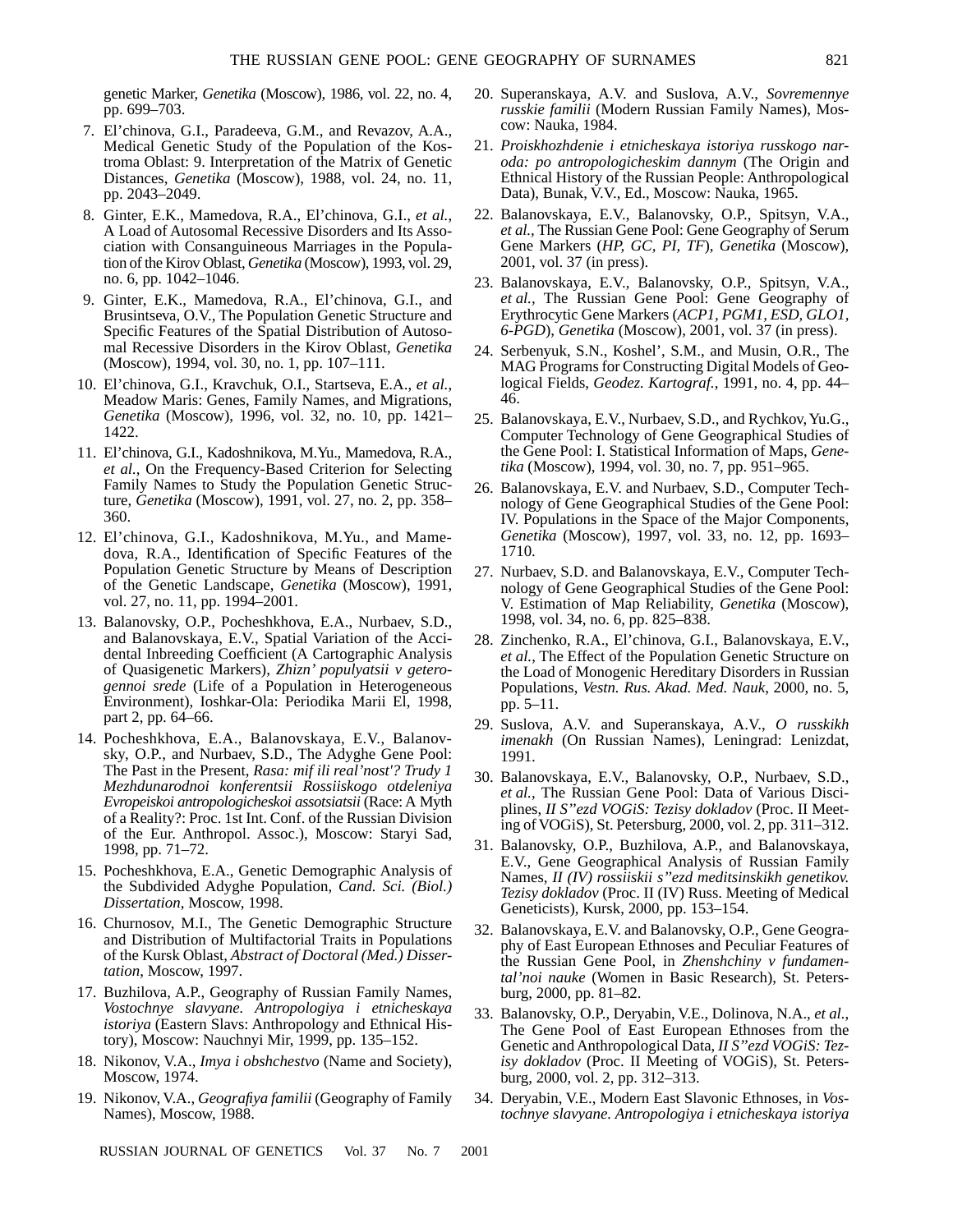genetic Marker, *Genetika* (Moscow), 1986, vol. 22, no. 4, pp. 699–703.

7. El'chinova, G.I., Paradeeva, G.M., and Revazov, A.A., Medical Genetic Study of the Population of the Kostroma Oblast: 9. Interpretation of the Matrix of Genetic Distances, *Genetika* (Moscow), 1988, vol. 24, no. 11, pp. 2043–2049.
8. Ginter, E.K., Mamedova, R.A., El'chinova, G.I., *et al.*, A Load of Autosomal Recessive Disorders and Its Association with Consanguineous Marriages in the Population of the Kirov Oblast, *Genetika* (Moscow), 1993, vol. 29, no. 6, pp. 1042–1046.
9. Ginter, E.K., Mamedova, R.A., El'chinova, G.I., and Brusintseva, O.V., The Population Genetic Structure and Specific Features of the Spatial Distribution of Autosomal Recessive Disorders in the Kirov Oblast, *Genetika* (Moscow), 1994, vol. 30, no. 1, pp. 107–111.
10. El'chinova, G.I., Kravchuk, O.I., Startseva, E.A., *et al.*, Meadow Maris: Genes, Family Names, and Migrations, *Genetika* (Moscow), 1996, vol. 32, no. 10, pp. 1421–1422.
11. El'chinova, G.I., Kadoshnikova, M.Yu., Mamedova, R.A., *et al.*, On the Frequency-Based Criterion for Selecting Family Names to Study the Population Genetic Structure, *Genetika* (Moscow), 1991, vol. 27, no. 2, pp. 358–360.
12. El'chinova, G.I., Kadoshnikova, M.Yu., and Mamedova, R.A., Identification of Specific Features of the Population Genetic Structure by Means of Description of the Genetic Landscape, *Genetika* (Moscow), 1991, vol. 27, no. 11, pp. 1994–2001.
13. Balanovsky, O.P., Pocheshkhova, E.A., Nurbaev, S.D., and Balanovskaya, E.V., Spatial Variation of the Accidental Inbreeding Coefficient (A Cartographic Analysis of Quasigenetic Markers), *Zhizn' populyatsii v geterogennoi srede* (Life of a Population in Heterogeneous Environment), Ioshkar-Ola: Periodika Marii El, 1998, part 2, pp. 64–66.
14. Pocheshkhova, E.A., Balanovskaya, E.V., Balanovsky, O.P., and Nurbaev, S.D., The Adyghe Gene Pool: The Past in the Present, *Rasa: mif ili real'nost'? Trudy 1 Mezhdunarodnoi konferentsii Rossiiskogo otdeleniya Evropeiskoi antropologicheskoi assotsiatsii* (Race: A Myth of a Reality?: Proc. 1st Int. Conf. of the Russian Division of the Eur. Anthropol. Assoc.), Moscow: Staryi Sad, 1998, pp. 71–72.
15. Pocheshkhova, E.A., Genetic Demographic Analysis of the Subdivided Adyghe Population, *Cand. Sci. (Biol.) Dissertation*, Moscow, 1998.
16. Churnosov, M.I., The Genetic Demographic Structure and Distribution of Multifactorial Traits in Populations of the Kursk Oblast, *Abstract of Doctoral (Med.) Dissertation*, Moscow, 1997.
17. Buzhilova, A.P., Geography of Russian Family Names, *Vostochnye slavyane. Antropologiya i etnicheskaya istoriya* (Eastern Slavs: Anthropology and Ethnical History), Moscow: Nauchnyi Mir, 1999, pp. 135–152.
18. Nikonov, V.A., *Imya i obshchestvo* (Name and Society), Moscow, 1974.
19. Nikonov, V.A., *Geografiya familii* (Geography of Family Names), Moscow, 1988.
20. Superanskaya, A.V. and Suslova, A.V., *Sovremennye russkie familii* (Modern Russian Family Names), Moscow: Nauka, 1984.
21. *Proiskhozhdenie i etnicheskaya istoriya russkogo naroda: po antropologicheskim dannym* (The Origin and Ethnical History of the Russian People: Anthropological Data), Bunak, V.V., Ed., Moscow: Nauka, 1965.
22. Balanovskaya, E.V., Balanovsky, O.P., Spitsyn, V.A., *et al.*, The Russian Gene Pool: Gene Geography of Serum Gene Markers (*HP, GC, PI, TF*), *Genetika* (Moscow), 2001, vol. 37 (in press).
23. Balanovskaya, E.V., Balanovsky, O.P., Spitsyn, V.A., *et al.*, The Russian Gene Pool: Gene Geography of Erythrocytic Gene Markers (*ACP1, PGM1, ESD, GLO1, 6-PGD*), *Genetika* (Moscow), 2001, vol. 37 (in press).
24. Serbenyuk, S.N., Koshel', S.M., and Musin, O.R., The MAG Programs for Constructing Digital Models of Geological Fields, *Geodez. Kartograf.*, 1991, no. 4, pp. 44–46.
25. Balanovskaya, E.V., Nurbaev, S.D., and Rychkov, Yu.G., Computer Technology of Gene Geographical Studies of the Gene Pool: I. Statistical Information of Maps, *Genetika* (Moscow), 1994, vol. 30, no. 7, pp. 951–965.
26. Balanovskaya, E.V. and Nurbaev, S.D., Computer Technology of Gene Geographical Studies of the Gene Pool: IV. Populations in the Space of the Major Components, *Genetika* (Moscow), 1997, vol. 33, no. 12, pp. 1693–1710.
27. Nurbaev, S.D. and Balanovskaya, E.V., Computer Technology of Gene Geographical Studies of the Gene Pool: V. Estimation of Map Reliability, *Genetika* (Moscow), 1998, vol. 34, no. 6, pp. 825–838.
28. Zinchenko, R.A., El'chinova, G.I., Balanovskaya, E.V., *et al.*, The Effect of the Population Genetic Structure on the Load of Monogenic Hereditary Disorders in Russian Populations, *Vestn. Rus. Akad. Med. Nauk*, 2000, no. 5, pp. 5–11.
29. Suslova, A.V. and Superanskaya, A.V., *O russkikh imenakh* (On Russian Names), Leningrad: Lenizdat, 1991.
30. Balanovskaya, E.V., Balanovsky, O.P., Nurbaev, S.D., *et al.*, The Russian Gene Pool: Data of Various Disciplines, *II S"ezd VOGiS: Tezisy dokladov* (Proc. II Meeting of VOGiS), St. Petersburg, 2000, vol. 2, pp. 311–312.
31. Balanovsky, O.P., Buzhilova, A.P., and Balanovskaya, E.V., Gene Geographical Analysis of Russian Family Names, *II (IV) rossiiskii s"ezd meditsinskikh genetikov. Tezisy dokladov* (Proc. II (IV) Russ. Meeting of Medical Geneticists), Kursk, 2000, pp. 153–154.
32. Balanovskaya, E.V. and Balanovsky, O.P., Gene Geography of East European Ethnoses and Peculiar Features of the Russian Gene Pool, in *Zhenshchiny v fundamental'noi nauke* (Women in Basic Research), St. Petersburg, 2000, pp. 81–82.
33. Balanovsky, O.P., Deryabin, V.E., Dolinova, N.A., *et al.*, The Gene Pool of East European Ethnoses from the Genetic and Anthropological Data, *II S"ezd VOGiS: Tezisy dokladov* (Proc. II Meeting of VOGiS), St. Petersburg, 2000, vol. 2, pp. 312–313.
34. Deryabin, V.E., Modern East Slavonic Ethnoses, in *Vostochnye slavyane. Antropologiya i etnicheskaya istoriya*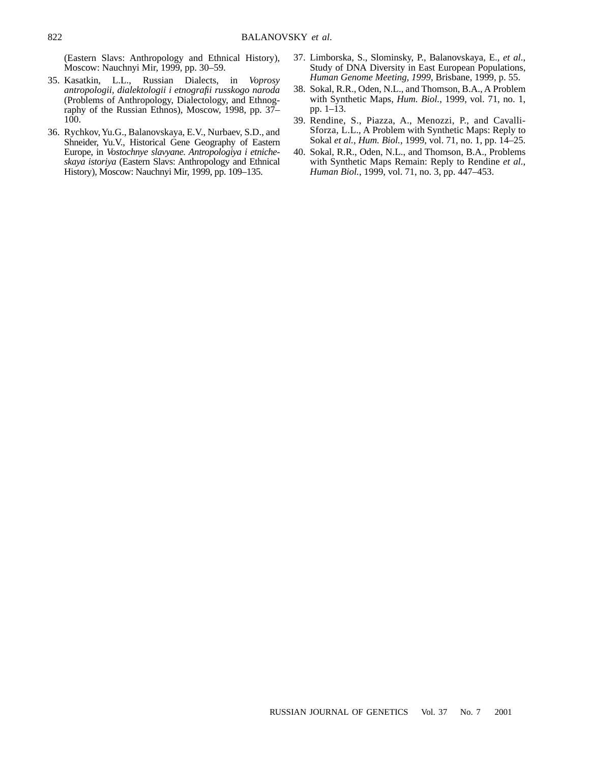(Eastern Slavs: Anthropology and Ethnical History), Moscow: Nauchnyi Mir, 1999, pp. 30–59.

35. Kasatkin, L.L., Russian Dialects, in *Voprosy antropologii, dialektologii i etnografii russkogo naroda* (Problems of Anthropology, Dialectology, and Ethnography of the Russian Ethnos), Moscow, 1998, pp. 37–100.
36. Rychkov, Yu.G., Balanovskaya, E.V., Nurbaev, S.D., and Shneider, Yu.V., Historical Gene Geography of Eastern Europe, in *Vostochnye slavyane. Antropologiya i etnicheskaya istoriya* (Eastern Slavs: Anthropology and Ethnical History), Moscow: Nauchnyi Mir, 1999, pp. 109–135.
37. Limborska, S., Slominsky, P., Balanovskaya, E., *et al.*, Study of DNA Diversity in East European Populations, *Human Genome Meeting, 1999*, Brisbane, 1999, p. 55.
38. Sokal, R.R., Oden, N.L., and Thomson, B.A., A Problem with Synthetic Maps, *Hum. Biol.*, 1999, vol. 71, no. 1, pp. 1–13.
39. Rendine, S., Piazza, A., Menozzi, P., and Cavalli-Sforza, L.L., A Problem with Synthetic Maps: Reply to Sokal *et al.*, *Hum. Biol.*, 1999, vol. 71, no. 1, pp. 14–25.
40. Sokal, R.R., Oden, N.L., and Thomson, B.A., Problems with Synthetic Maps Remain: Reply to Rendine *et al.*, *Human Biol.*, 1999, vol. 71, no. 3, pp. 447–453.